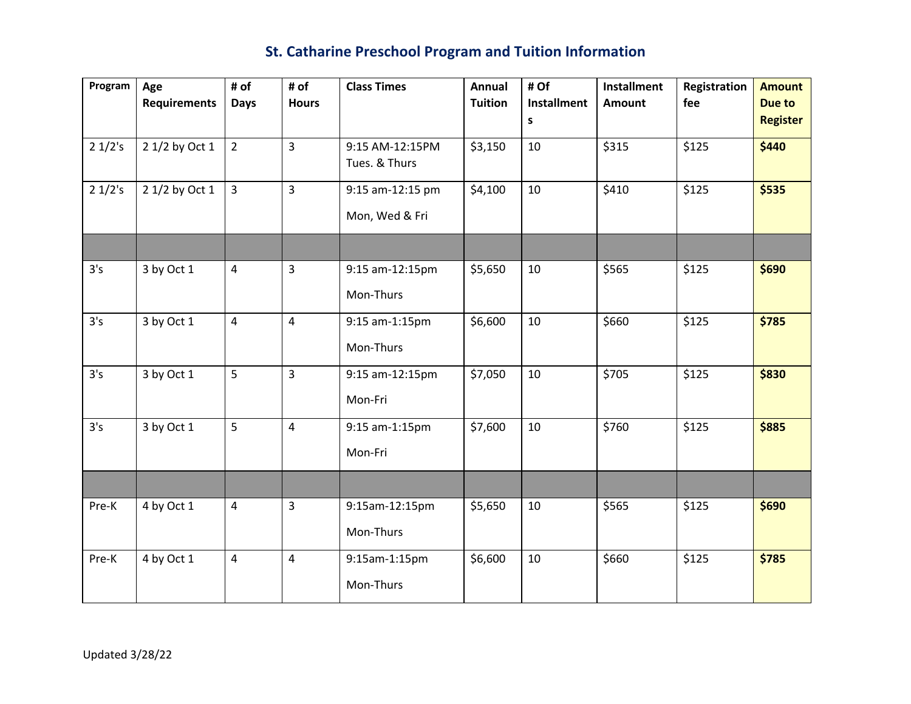## St. Catharine Preschool Program and Tuition Information

| Program | Age Requirements | # of Days | # of Hours | Class Times | Annual Tuition | # Of Installments | Installment Amount | Registration fee | Amount Due to Register |
|---|---|---|---|---|---|---|---|---|---|
| 2 1/2's | 2 1/2 by Oct 1 | 2 | 3 | 9:15 AM-12:15PM Tues. & Thurs | $3,150 | 10 | $315 | $125 | **$440** |
| 2 1/2's | 2 1/2 by Oct 1 | 3 | 3 | 9:15 am-12:15 pm Mon, Wed & Fri | $4,100 | 10 | $410 | $125 | **$535** |
| | | | | | | | | | |
| 3's | 3 by Oct 1 | 4 | 3 | 9:15 am-12:15pm Mon-Thurs | $5,650 | 10 | $565 | $125 | **$690** |
| 3's | 3 by Oct 1 | 4 | 4 | 9:15 am-1:15pm Mon-Thurs | $6,600 | 10 | $660 | $125 | **$785** |
| 3's | 3 by Oct 1 | 5 | 3 | 9:15 am-12:15pm Mon-Fri | $7,050 | 10 | $705 | $125 | **$830** |
| 3's | 3 by Oct 1 | 5 | 4 | 9:15 am-1:15pm Mon-Fri | $7,600 | 10 | $760 | $125 | **$885** |
| | | | | | | | | | |
| Pre-K | 4 by Oct 1 | 4 | 3 | 9:15am-12:15pm Mon-Thurs | $5,650 | 10 | $565 | $125 | **$690** |
| Pre-K | 4 by Oct 1 | 4 | 4 | 9:15am-1:15pm Mon-Thurs | $6,600 | 10 | $660 | $125 | **$785** |

Updated 3/28/22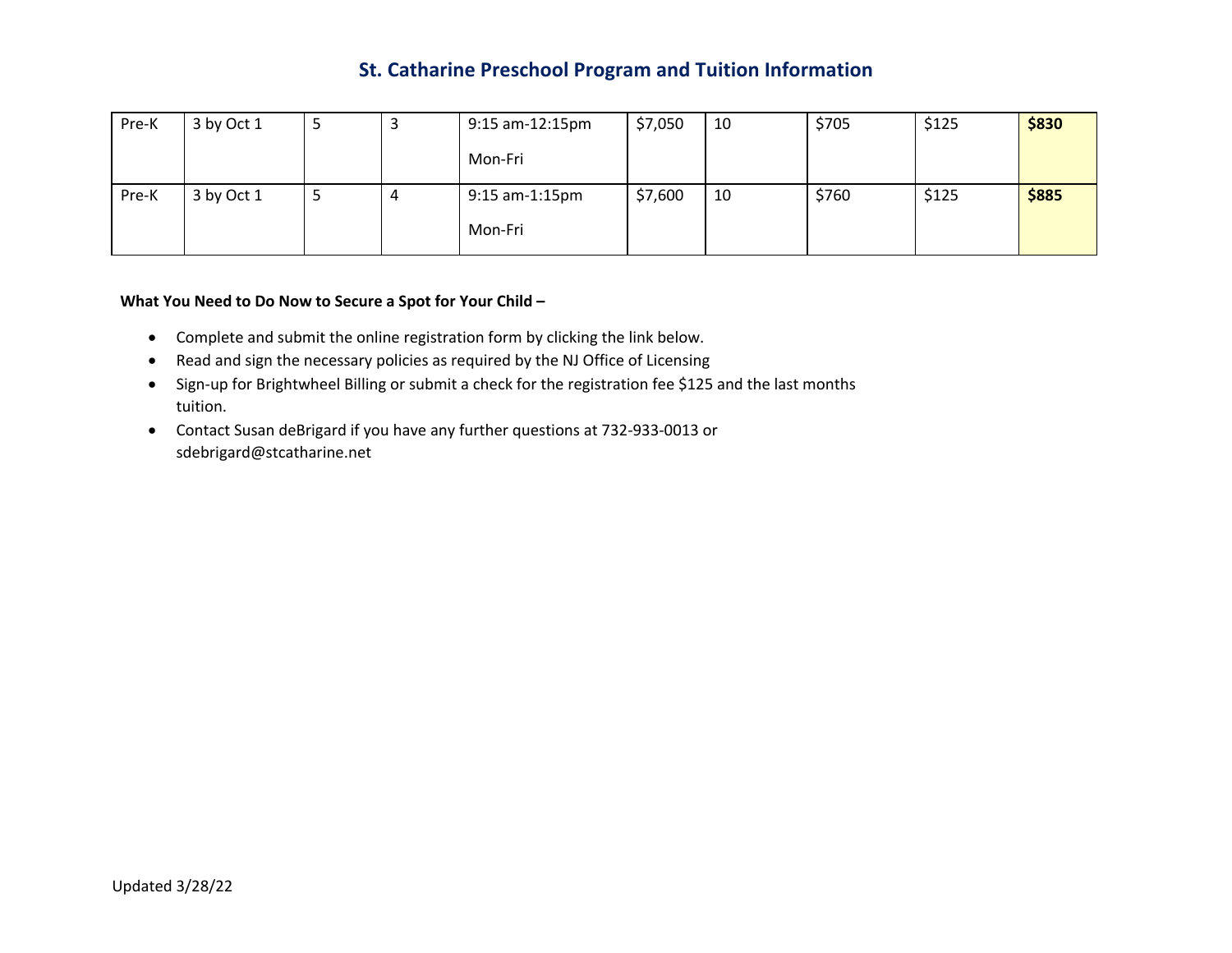## St. Catharine Preschool Program and Tuition Information

| | | | | | | | | | |
|---|---|---|---|---|---|---|---|---|---|
| Pre-K | 3 by Oct 1 | 5 | 3 | 9:15 am-12:15pm<br>Mon-Fri | $7,050 | 10 | $705 | $125 | **$830** |
| Pre-K | 3 by Oct 1 | 5 | 4 | 9:15 am-1:15pm<br>Mon-Fri | $7,600 | 10 | $760 | $125 | **$885** |

**What You Need to Do Now to Secure a Spot for Your Child –**

- Complete and submit the online registration form by clicking the link below.
- Read and sign the necessary policies as required by the NJ Office of Licensing
- Sign-up for Brightwheel Billing or submit a check for the registration fee $125 and the last months tuition.
- Contact Susan deBrigard if you have any further questions at 732-933-0013 or sdebrigard@stcatharine.net

Updated 3/28/22